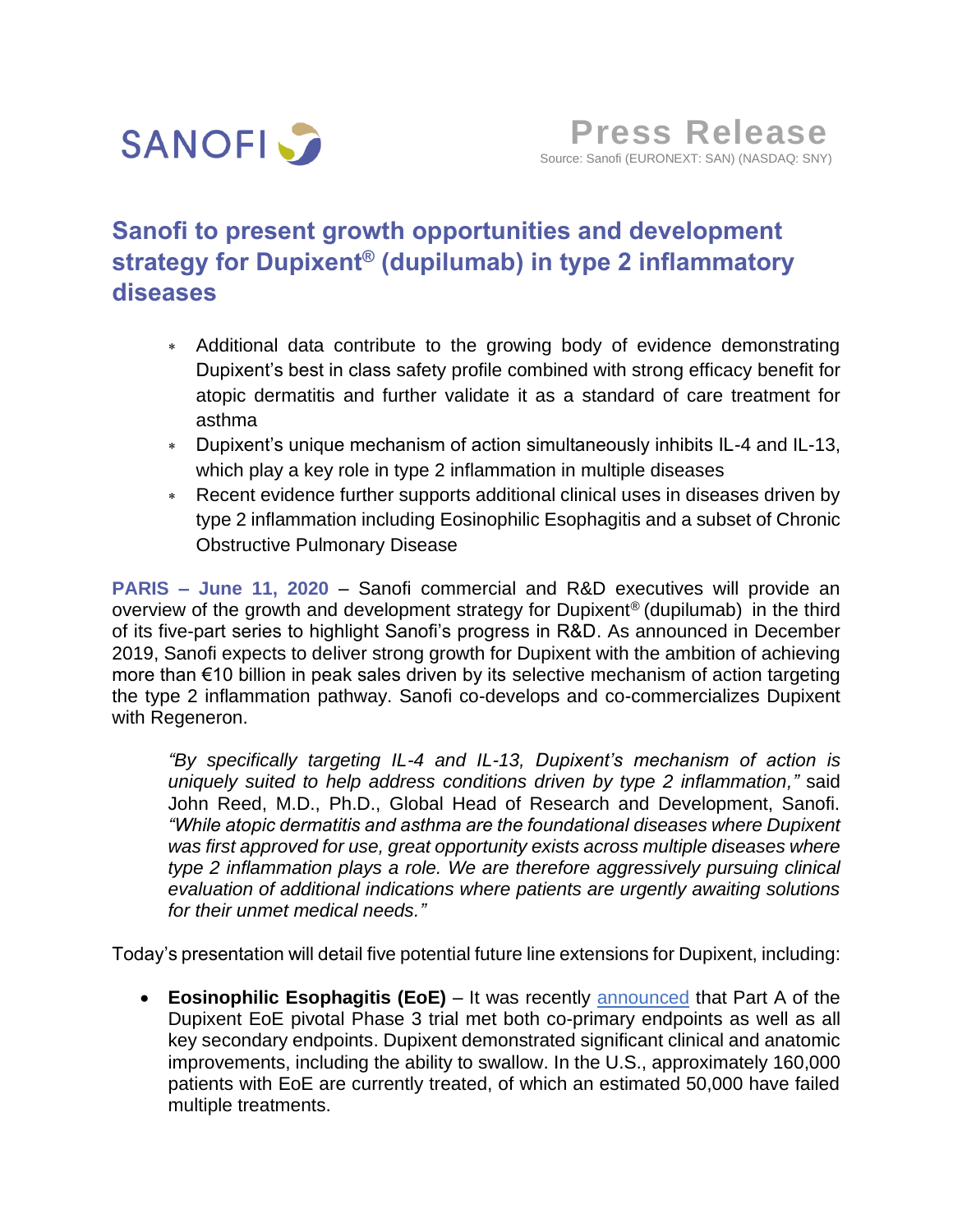SANOFI

**Press Release**
Source: Sanofi (EURONEXT: SAN) (NASDAQ: SNY)

# Sanofi to present growth opportunities and development strategy for Dupixent® (dupilumab) in type 2 inflammatory diseases

- Additional data contribute to the growing body of evidence demonstrating Dupixent's best in class safety profile combined with strong efficacy benefit for atopic dermatitis and further validate it as a standard of care treatment for asthma
- Dupixent's unique mechanism of action simultaneously inhibits IL-4 and IL-13, which play a key role in type 2 inflammation in multiple diseases
- Recent evidence further supports additional clinical uses in diseases driven by type 2 inflammation including Eosinophilic Esophagitis and a subset of Chronic Obstructive Pulmonary Disease

**PARIS – June 11, 2020** – Sanofi commercial and R&D executives will provide an overview of the growth and development strategy for Dupixent® (dupilumab) in the third of its five-part series to highlight Sanofi's progress in R&D. As announced in December 2019, Sanofi expects to deliver strong growth for Dupixent with the ambition of achieving more than €10 billion in peak sales driven by its selective mechanism of action targeting the type 2 inflammation pathway. Sanofi co-develops and co-commercializes Dupixent with Regeneron.

> *"By specifically targeting IL-4 and IL-13, Dupixent's mechanism of action is uniquely suited to help address conditions driven by type 2 inflammation,"* said John Reed, M.D., Ph.D., Global Head of Research and Development, Sanofi. *"While atopic dermatitis and asthma are the foundational diseases where Dupixent was first approved for use, great opportunity exists across multiple diseases where type 2 inflammation plays a role. We are therefore aggressively pursuing clinical evaluation of additional indications where patients are urgently awaiting solutions for their unmet medical needs."*

Today's presentation will detail five potential future line extensions for Dupixent, including:

- **Eosinophilic Esophagitis (EoE)** – It was recently announced that Part A of the Dupixent EoE pivotal Phase 3 trial met both co-primary endpoints as well as all key secondary endpoints. Dupixent demonstrated significant clinical and anatomic improvements, including the ability to swallow. In the U.S., approximately 160,000 patients with EoE are currently treated, of which an estimated 50,000 have failed multiple treatments.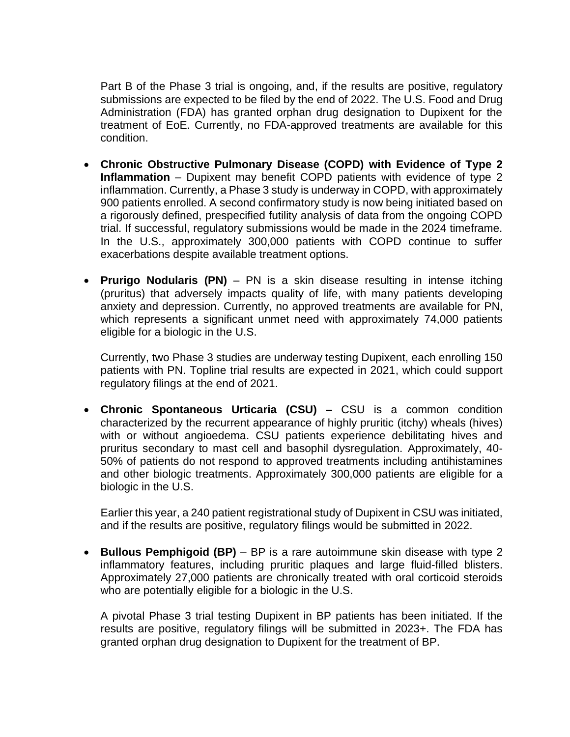Part B of the Phase 3 trial is ongoing, and, if the results are positive, regulatory submissions are expected to be filed by the end of 2022. The U.S. Food and Drug Administration (FDA) has granted orphan drug designation to Dupixent for the treatment of EoE. Currently, no FDA-approved treatments are available for this condition.

- **Chronic Obstructive Pulmonary Disease (COPD) with Evidence of Type 2 Inflammation** – Dupixent may benefit COPD patients with evidence of type 2 inflammation. Currently, a Phase 3 study is underway in COPD, with approximately 900 patients enrolled. A second confirmatory study is now being initiated based on a rigorously defined, prespecified futility analysis of data from the ongoing COPD trial. If successful, regulatory submissions would be made in the 2024 timeframe. In the U.S., approximately 300,000 patients with COPD continue to suffer exacerbations despite available treatment options.

- **Prurigo Nodularis (PN)** – PN is a skin disease resulting in intense itching (pruritus) that adversely impacts quality of life, with many patients developing anxiety and depression. Currently, no approved treatments are available for PN, which represents a significant unmet need with approximately 74,000 patients eligible for a biologic in the U.S.

  Currently, two Phase 3 studies are underway testing Dupixent, each enrolling 150 patients with PN. Topline trial results are expected in 2021, which could support regulatory filings at the end of 2021.

- **Chronic Spontaneous Urticaria (CSU) –** CSU is a common condition characterized by the recurrent appearance of highly pruritic (itchy) wheals (hives) with or without angioedema. CSU patients experience debilitating hives and pruritus secondary to mast cell and basophil dysregulation. Approximately, 40-50% of patients do not respond to approved treatments including antihistamines and other biologic treatments. Approximately 300,000 patients are eligible for a biologic in the U.S.

  Earlier this year, a 240 patient registrational study of Dupixent in CSU was initiated, and if the results are positive, regulatory filings would be submitted in 2022.

- **Bullous Pemphigoid (BP)** – BP is a rare autoimmune skin disease with type 2 inflammatory features, including pruritic plaques and large fluid-filled blisters. Approximately 27,000 patients are chronically treated with oral corticoid steroids who are potentially eligible for a biologic in the U.S.

  A pivotal Phase 3 trial testing Dupixent in BP patients has been initiated. If the results are positive, regulatory filings will be submitted in 2023+. The FDA has granted orphan drug designation to Dupixent for the treatment of BP.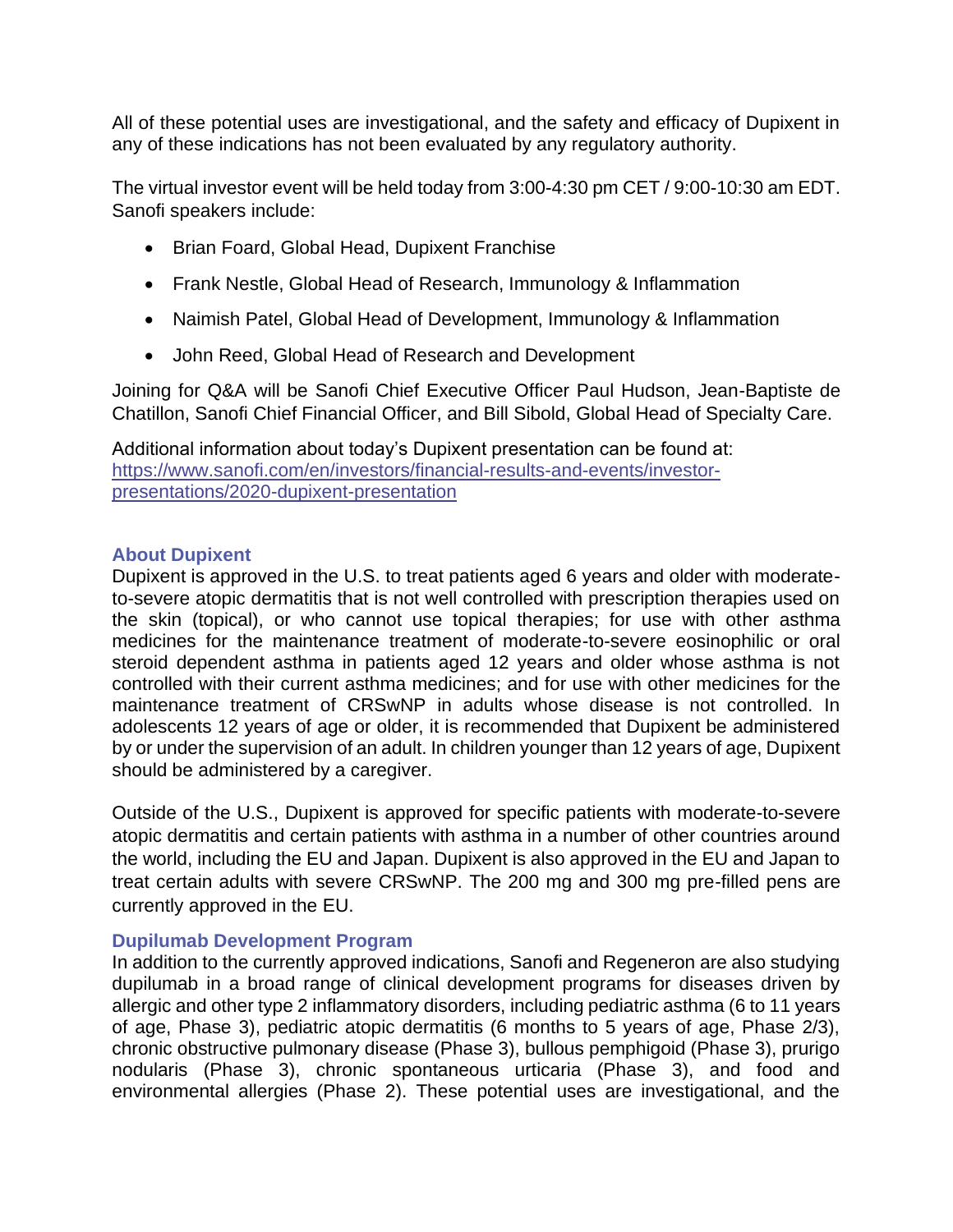All of these potential uses are investigational, and the safety and efficacy of Dupixent in any of these indications has not been evaluated by any regulatory authority.

The virtual investor event will be held today from 3:00-4:30 pm CET / 9:00-10:30 am EDT. Sanofi speakers include:

- Brian Foard, Global Head, Dupixent Franchise
- Frank Nestle, Global Head of Research, Immunology & Inflammation
- Naimish Patel, Global Head of Development, Immunology & Inflammation
- John Reed, Global Head of Research and Development

Joining for Q&A will be Sanofi Chief Executive Officer Paul Hudson, Jean-Baptiste de Chatillon, Sanofi Chief Financial Officer, and Bill Sibold, Global Head of Specialty Care.

Additional information about today's Dupixent presentation can be found at: https://www.sanofi.com/en/investors/financial-results-and-events/investor-presentations/2020-dupixent-presentation

### About Dupixent

Dupixent is approved in the U.S. to treat patients aged 6 years and older with moderate-to-severe atopic dermatitis that is not well controlled with prescription therapies used on the skin (topical), or who cannot use topical therapies; for use with other asthma medicines for the maintenance treatment of moderate-to-severe eosinophilic or oral steroid dependent asthma in patients aged 12 years and older whose asthma is not controlled with their current asthma medicines; and for use with other medicines for the maintenance treatment of CRSwNP in adults whose disease is not controlled. In adolescents 12 years of age or older, it is recommended that Dupixent be administered by or under the supervision of an adult. In children younger than 12 years of age, Dupixent should be administered by a caregiver.

Outside of the U.S., Dupixent is approved for specific patients with moderate-to-severe atopic dermatitis and certain patients with asthma in a number of other countries around the world, including the EU and Japan. Dupixent is also approved in the EU and Japan to treat certain adults with severe CRSwNP. The 200 mg and 300 mg pre-filled pens are currently approved in the EU.

### Dupilumab Development Program

In addition to the currently approved indications, Sanofi and Regeneron are also studying dupilumab in a broad range of clinical development programs for diseases driven by allergic and other type 2 inflammatory disorders, including pediatric asthma (6 to 11 years of age, Phase 3), pediatric atopic dermatitis (6 months to 5 years of age, Phase 2/3), chronic obstructive pulmonary disease (Phase 3), bullous pemphigoid (Phase 3), prurigo nodularis (Phase 3), chronic spontaneous urticaria (Phase 3), and food and environmental allergies (Phase 2). These potential uses are investigational, and the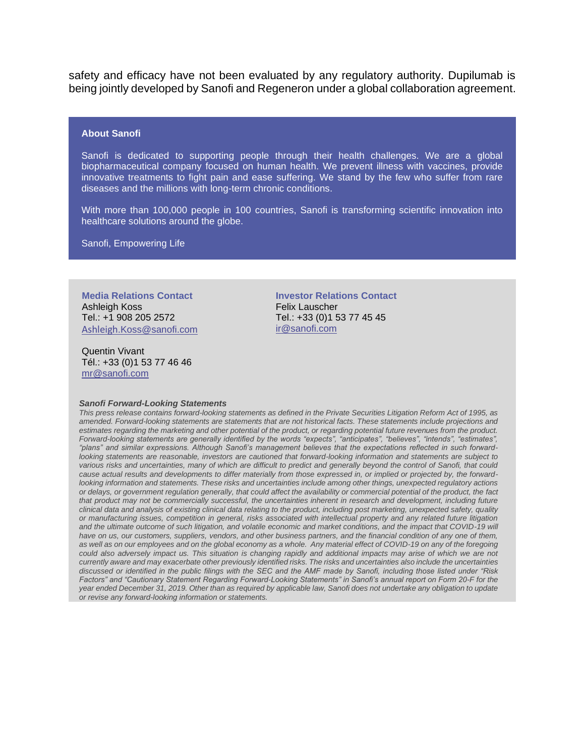safety and efficacy have not been evaluated by any regulatory authority. Dupilumab is being jointly developed by Sanofi and Regeneron under a global collaboration agreement.

**About Sanofi**

Sanofi is dedicated to supporting people through their health challenges. We are a global biopharmaceutical company focused on human health. We prevent illness with vaccines, provide innovative treatments to fight pain and ease suffering. We stand by the few who suffer from rare diseases and the millions with long-term chronic conditions.

With more than 100,000 people in 100 countries, Sanofi is transforming scientific innovation into healthcare solutions around the globe.

Sanofi, Empowering Life

**Media Relations Contact**
Ashleigh Koss
Tel.: +1 908 205 2572
Ashleigh.Koss@sanofi.com

Quentin Vivant
Tél.: +33 (0)1 53 77 46 46
mr@sanofi.com

**Investor Relations Contact**
Felix Lauscher
Tel.: +33 (0)1 53 77 45 45
ir@sanofi.com

***Sanofi Forward-Looking Statements***

*This press release contains forward-looking statements as defined in the Private Securities Litigation Reform Act of 1995, as amended. Forward-looking statements are statements that are not historical facts. These statements include projections and estimates regarding the marketing and other potential of the product, or regarding potential future revenues from the product. Forward-looking statements are generally identified by the words "expects", "anticipates", "believes", "intends", "estimates", "plans" and similar expressions. Although Sanofi's management believes that the expectations reflected in such forward-looking statements are reasonable, investors are cautioned that forward-looking information and statements are subject to various risks and uncertainties, many of which are difficult to predict and generally beyond the control of Sanofi, that could cause actual results and developments to differ materially from those expressed in, or implied or projected by, the forward-looking information and statements. These risks and uncertainties include among other things, unexpected regulatory actions or delays, or government regulation generally, that could affect the availability or commercial potential of the product, the fact that product may not be commercially successful, the uncertainties inherent in research and development, including future clinical data and analysis of existing clinical data relating to the product, including post marketing, unexpected safety, quality or manufacturing issues, competition in general, risks associated with intellectual property and any related future litigation and the ultimate outcome of such litigation, and volatile economic and market conditions, and the impact that COVID-19 will have on us, our customers, suppliers, vendors, and other business partners, and the financial condition of any one of them, as well as on our employees and on the global economy as a whole. Any material effect of COVID-19 on any of the foregoing could also adversely impact us. This situation is changing rapidly and additional impacts may arise of which we are not currently aware and may exacerbate other previously identified risks. The risks and uncertainties also include the uncertainties discussed or identified in the public filings with the SEC and the AMF made by Sanofi, including those listed under "Risk Factors" and "Cautionary Statement Regarding Forward-Looking Statements" in Sanofi's annual report on Form 20-F for the year ended December 31, 2019. Other than as required by applicable law, Sanofi does not undertake any obligation to update or revise any forward-looking information or statements.*